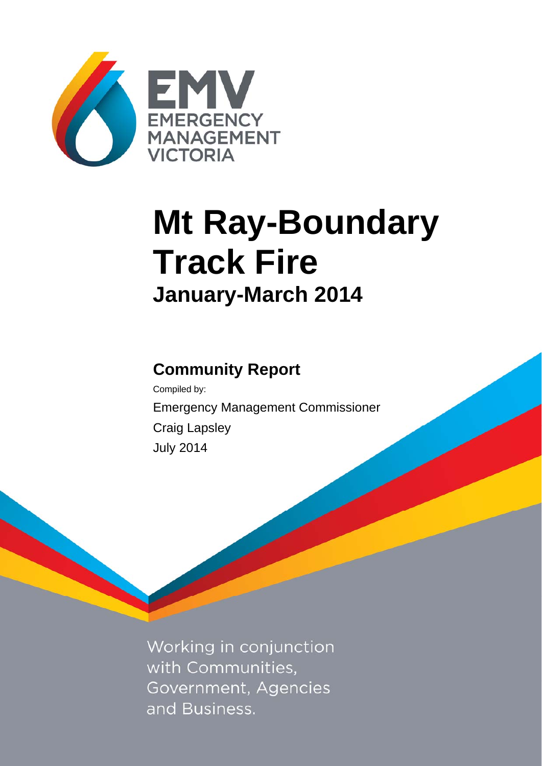EMV

EMERGENCY MANAGEMENT VICTORIA

# Mt Ray-Boundary Track Fire

## January-March 2014

## Community Report

Compiled by:

Emergency Management Commissioner

Craig Lapsley

July 2014

Working in conjunction with Communities, Government, Agencies and Business.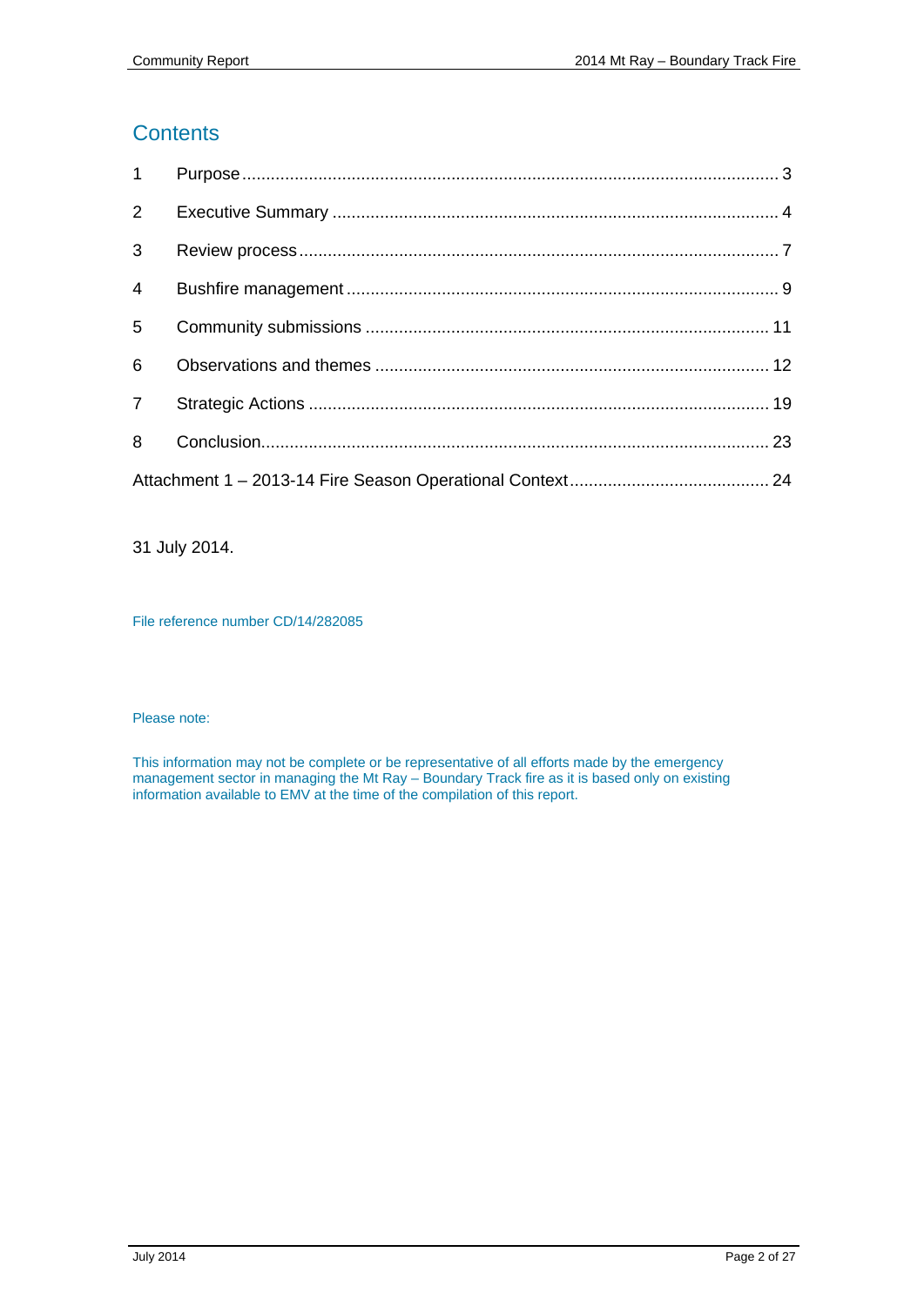# Contents

1 Purpose ........................................................................................................ 3

2 Executive Summary ..................................................................................... 4

3 Review process ............................................................................................ 7

4 Bushfire management .................................................................................. 9

5 Community submissions ............................................................................ 11

6 Observations and themes .......................................................................... 12

7 Strategic Actions ........................................................................................ 19

8 Conclusion.................................................................................................. 23

Attachment 1 – 2013-14 Fire Season Operational Context ......................................... 24

31 July 2014.

File reference number CD/14/282085

Please note:

This information may not be complete or be representative of all efforts made by the emergency management sector in managing the Mt Ray – Boundary Track fire as it is based only on existing information available to EMV at the time of the compilation of this report.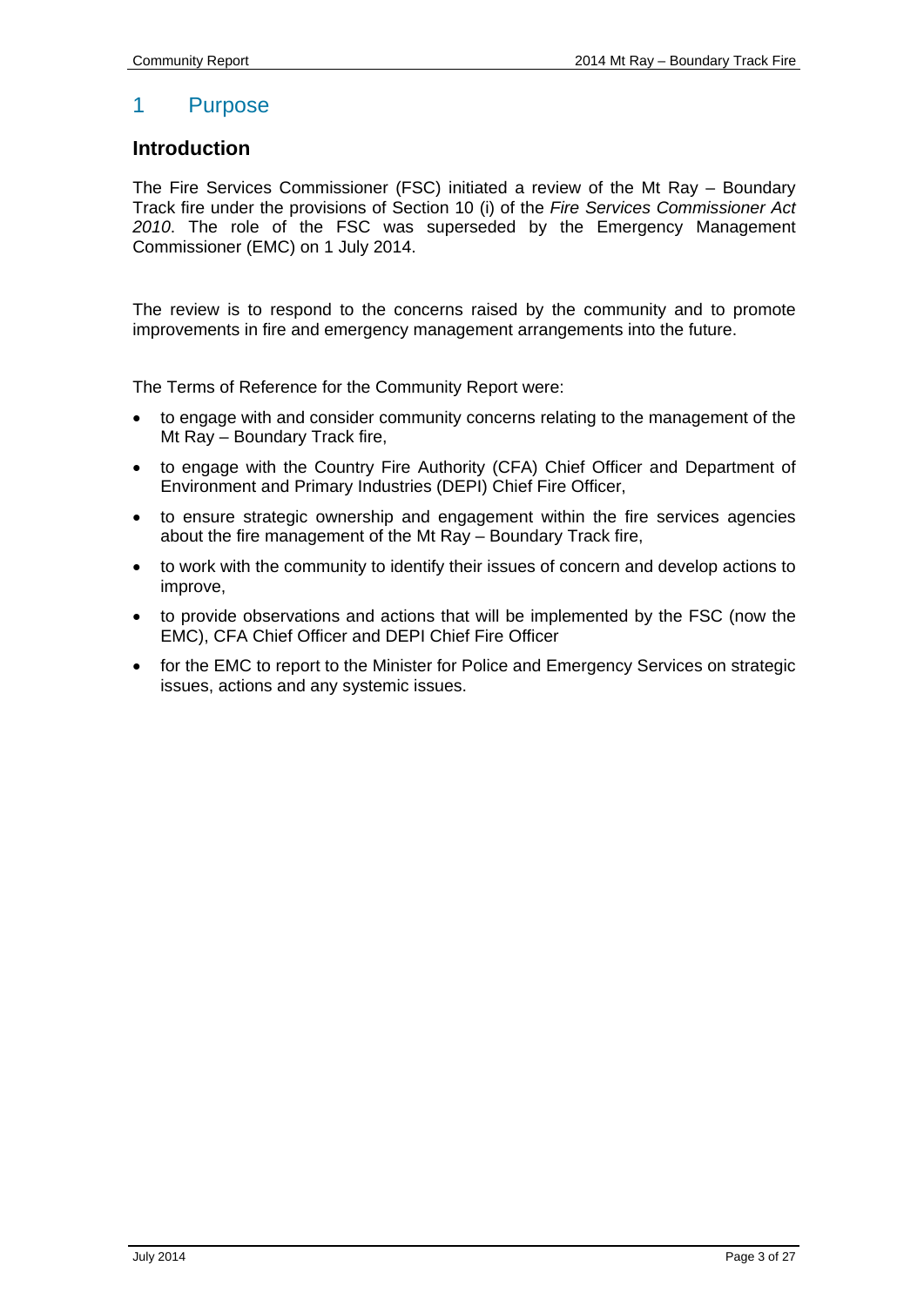# 1 Purpose

## Introduction

The Fire Services Commissioner (FSC) initiated a review of the Mt Ray – Boundary Track fire under the provisions of Section 10 (i) of the *Fire Services Commissioner Act 2010*. The role of the FSC was superseded by the Emergency Management Commissioner (EMC) on 1 July 2014.

The review is to respond to the concerns raised by the community and to promote improvements in fire and emergency management arrangements into the future.

The Terms of Reference for the Community Report were:

- to engage with and consider community concerns relating to the management of the Mt Ray – Boundary Track fire,
- to engage with the Country Fire Authority (CFA) Chief Officer and Department of Environment and Primary Industries (DEPI) Chief Fire Officer,
- to ensure strategic ownership and engagement within the fire services agencies about the fire management of the Mt Ray – Boundary Track fire,
- to work with the community to identify their issues of concern and develop actions to improve,
- to provide observations and actions that will be implemented by the FSC (now the EMC), CFA Chief Officer and DEPI Chief Fire Officer
- for the EMC to report to the Minister for Police and Emergency Services on strategic issues, actions and any systemic issues.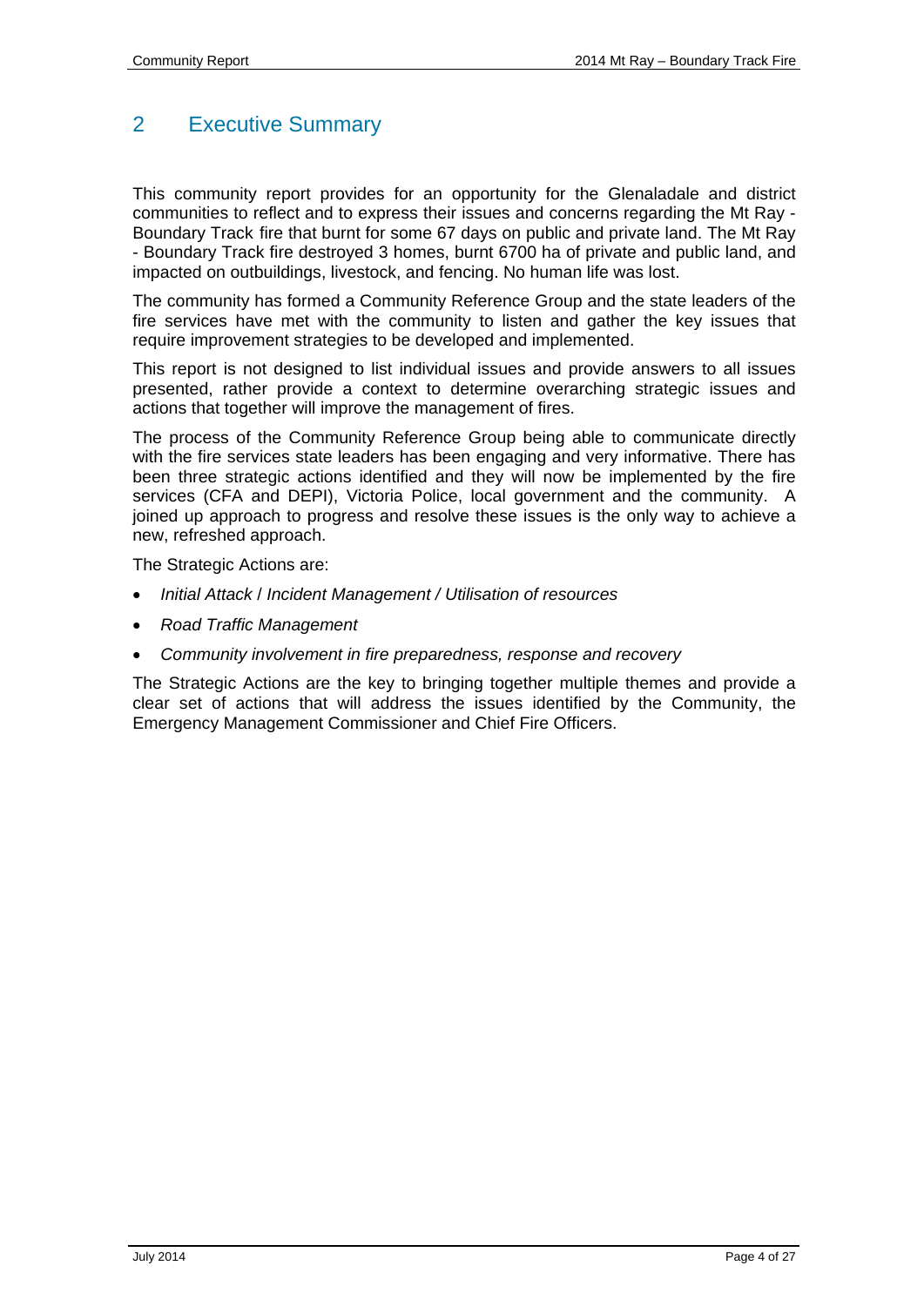## 2 Executive Summary

This community report provides for an opportunity for the Glenaladale and district communities to reflect and to express their issues and concerns regarding the Mt Ray - Boundary Track fire that burnt for some 67 days on public and private land. The Mt Ray - Boundary Track fire destroyed 3 homes, burnt 6700 ha of private and public land, and impacted on outbuildings, livestock, and fencing. No human life was lost.

The community has formed a Community Reference Group and the state leaders of the fire services have met with the community to listen and gather the key issues that require improvement strategies to be developed and implemented.

This report is not designed to list individual issues and provide answers to all issues presented, rather provide a context to determine overarching strategic issues and actions that together will improve the management of fires.

The process of the Community Reference Group being able to communicate directly with the fire services state leaders has been engaging and very informative. There has been three strategic actions identified and they will now be implemented by the fire services (CFA and DEPI), Victoria Police, local government and the community. A joined up approach to progress and resolve these issues is the only way to achieve a new, refreshed approach.

The Strategic Actions are:

- *Initial Attack* / *Incident Management / Utilisation of resources*
- *Road Traffic Management*
- *Community involvement in fire preparedness, response and recovery*

The Strategic Actions are the key to bringing together multiple themes and provide a clear set of actions that will address the issues identified by the Community, the Emergency Management Commissioner and Chief Fire Officers.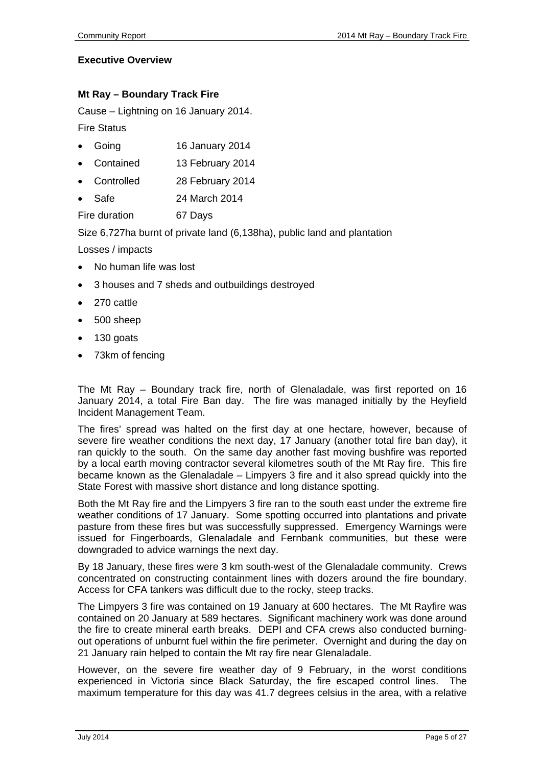## Executive Overview

### Mt Ray – Boundary Track Fire

Cause – Lightning on 16 January 2014.

Fire Status

- Going 16 January 2014
- Contained 13 February 2014
- Controlled 28 February 2014
- Safe 24 March 2014

Fire duration 67 Days

Size 6,727ha burnt of private land (6,138ha), public land and plantation

Losses / impacts

- No human life was lost
- 3 houses and 7 sheds and outbuildings destroyed
- 270 cattle
- 500 sheep
- 130 goats
- 73km of fencing

The Mt Ray – Boundary track fire, north of Glenaladale, was first reported on 16 January 2014, a total Fire Ban day. The fire was managed initially by the Heyfield Incident Management Team.

The fires' spread was halted on the first day at one hectare, however, because of severe fire weather conditions the next day, 17 January (another total fire ban day), it ran quickly to the south. On the same day another fast moving bushfire was reported by a local earth moving contractor several kilometres south of the Mt Ray fire. This fire became known as the Glenaladale – Limpyers 3 fire and it also spread quickly into the State Forest with massive short distance and long distance spotting.

Both the Mt Ray fire and the Limpyers 3 fire ran to the south east under the extreme fire weather conditions of 17 January. Some spotting occurred into plantations and private pasture from these fires but was successfully suppressed. Emergency Warnings were issued for Fingerboards, Glenaladale and Fernbank communities, but these were downgraded to advice warnings the next day.

By 18 January, these fires were 3 km south-west of the Glenaladale community. Crews concentrated on constructing containment lines with dozers around the fire boundary. Access for CFA tankers was difficult due to the rocky, steep tracks.

The Limpyers 3 fire was contained on 19 January at 600 hectares. The Mt Rayfire was contained on 20 January at 589 hectares. Significant machinery work was done around the fire to create mineral earth breaks. DEPI and CFA crews also conducted burning-out operations of unburnt fuel within the fire perimeter. Overnight and during the day on 21 January rain helped to contain the Mt ray fire near Glenaladale.

However, on the severe fire weather day of 9 February, in the worst conditions experienced in Victoria since Black Saturday, the fire escaped control lines. The maximum temperature for this day was 41.7 degrees celsius in the area, with a relative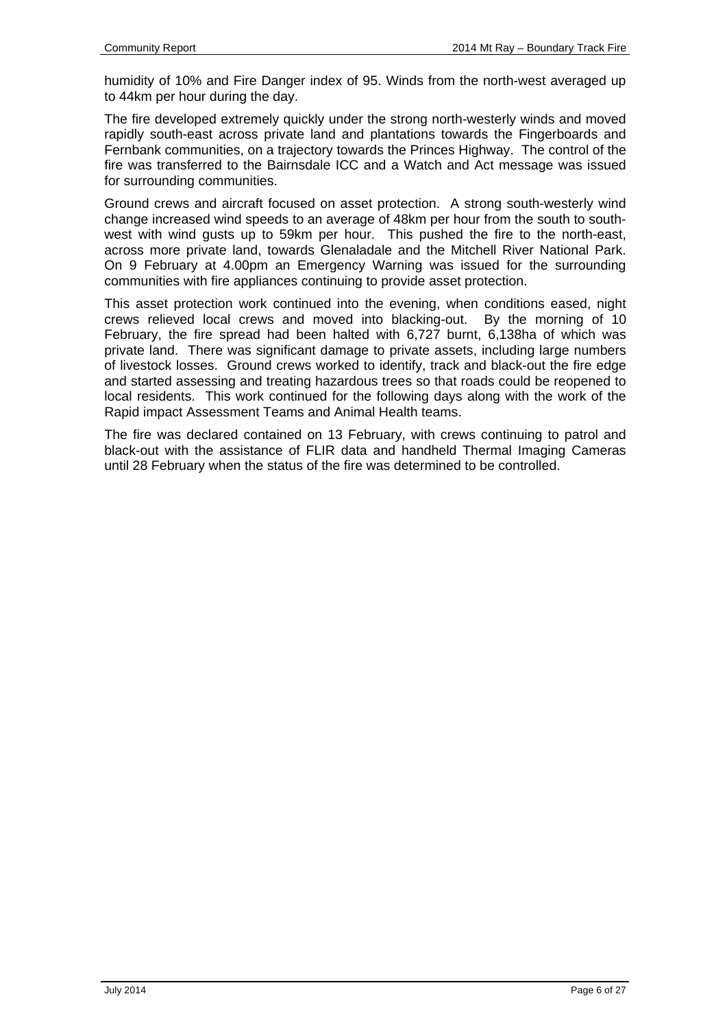humidity of 10% and Fire Danger index of 95. Winds from the north-west averaged up to 44km per hour during the day.

The fire developed extremely quickly under the strong north-westerly winds and moved rapidly south-east across private land and plantations towards the Fingerboards and Fernbank communities, on a trajectory towards the Princes Highway. The control of the fire was transferred to the Bairnsdale ICC and a Watch and Act message was issued for surrounding communities.

Ground crews and aircraft focused on asset protection. A strong south-westerly wind change increased wind speeds to an average of 48km per hour from the south to south-west with wind gusts up to 59km per hour. This pushed the fire to the north-east, across more private land, towards Glenaladale and the Mitchell River National Park. On 9 February at 4.00pm an Emergency Warning was issued for the surrounding communities with fire appliances continuing to provide asset protection.

This asset protection work continued into the evening, when conditions eased, night crews relieved local crews and moved into blacking-out. By the morning of 10 February, the fire spread had been halted with 6,727 burnt, 6,138ha of which was private land. There was significant damage to private assets, including large numbers of livestock losses. Ground crews worked to identify, track and black-out the fire edge and started assessing and treating hazardous trees so that roads could be reopened to local residents. This work continued for the following days along with the work of the Rapid impact Assessment Teams and Animal Health teams.

The fire was declared contained on 13 February, with crews continuing to patrol and black-out with the assistance of FLIR data and handheld Thermal Imaging Cameras until 28 February when the status of the fire was determined to be controlled.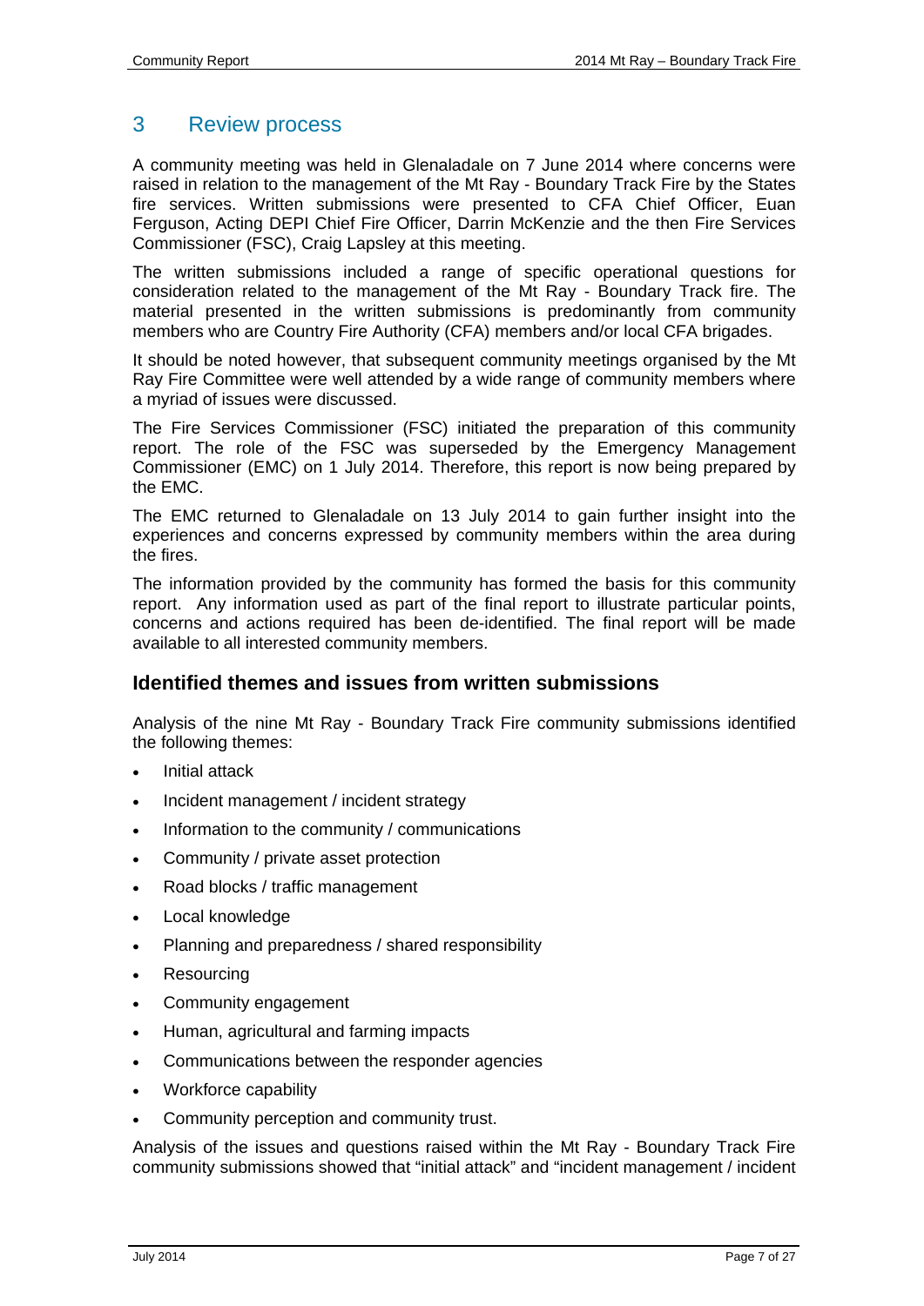# 3 Review process

A community meeting was held in Glenaladale on 7 June 2014 where concerns were raised in relation to the management of the Mt Ray - Boundary Track Fire by the States fire services. Written submissions were presented to CFA Chief Officer, Euan Ferguson, Acting DEPI Chief Fire Officer, Darrin McKenzie and the then Fire Services Commissioner (FSC), Craig Lapsley at this meeting.

The written submissions included a range of specific operational questions for consideration related to the management of the Mt Ray - Boundary Track fire. The material presented in the written submissions is predominantly from community members who are Country Fire Authority (CFA) members and/or local CFA brigades.

It should be noted however, that subsequent community meetings organised by the Mt Ray Fire Committee were well attended by a wide range of community members where a myriad of issues were discussed.

The Fire Services Commissioner (FSC) initiated the preparation of this community report. The role of the FSC was superseded by the Emergency Management Commissioner (EMC) on 1 July 2014. Therefore, this report is now being prepared by the EMC.

The EMC returned to Glenaladale on 13 July 2014 to gain further insight into the experiences and concerns expressed by community members within the area during the fires.

The information provided by the community has formed the basis for this community report. Any information used as part of the final report to illustrate particular points, concerns and actions required has been de-identified. The final report will be made available to all interested community members.

## Identified themes and issues from written submissions

Analysis of the nine Mt Ray - Boundary Track Fire community submissions identified the following themes:

- Initial attack
- Incident management / incident strategy
- Information to the community / communications
- Community / private asset protection
- Road blocks / traffic management
- Local knowledge
- Planning and preparedness / shared responsibility
- Resourcing
- Community engagement
- Human, agricultural and farming impacts
- Communications between the responder agencies
- Workforce capability
- Community perception and community trust.

Analysis of the issues and questions raised within the Mt Ray - Boundary Track Fire community submissions showed that "initial attack" and "incident management / incident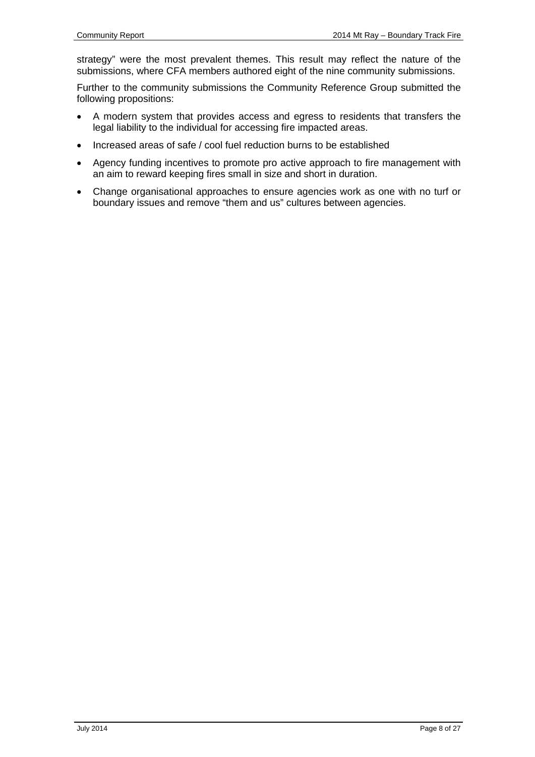strategy" were the most prevalent themes. This result may reflect the nature of the submissions, where CFA members authored eight of the nine community submissions.

Further to the community submissions the Community Reference Group submitted the following propositions:

- A modern system that provides access and egress to residents that transfers the legal liability to the individual for accessing fire impacted areas.
- Increased areas of safe / cool fuel reduction burns to be established
- Agency funding incentives to promote pro active approach to fire management with an aim to reward keeping fires small in size and short in duration.
- Change organisational approaches to ensure agencies work as one with no turf or boundary issues and remove "them and us" cultures between agencies.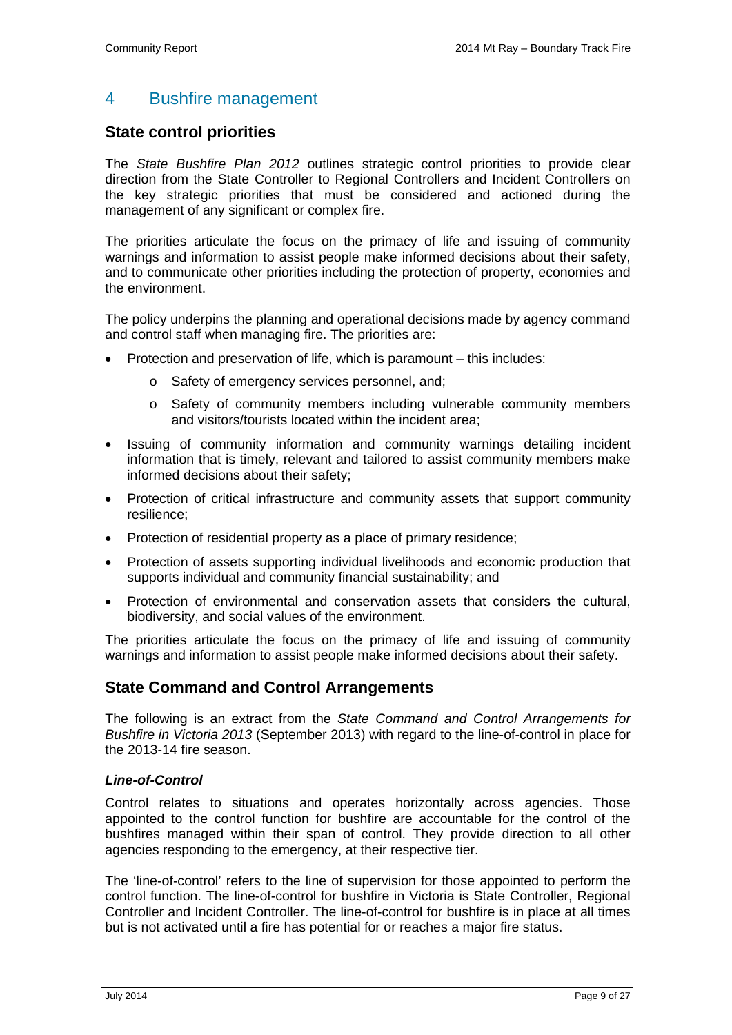# 4 Bushfire management

## State control priorities

The *State Bushfire Plan 2012* outlines strategic control priorities to provide clear direction from the State Controller to Regional Controllers and Incident Controllers on the key strategic priorities that must be considered and actioned during the management of any significant or complex fire.

The priorities articulate the focus on the primacy of life and issuing of community warnings and information to assist people make informed decisions about their safety, and to communicate other priorities including the protection of property, economies and the environment.

The policy underpins the planning and operational decisions made by agency command and control staff when managing fire. The priorities are:

- Protection and preservation of life, which is paramount – this includes:
  - Safety of emergency services personnel, and;
  - Safety of community members including vulnerable community members and visitors/tourists located within the incident area;
- Issuing of community information and community warnings detailing incident information that is timely, relevant and tailored to assist community members make informed decisions about their safety;
- Protection of critical infrastructure and community assets that support community resilience;
- Protection of residential property as a place of primary residence;
- Protection of assets supporting individual livelihoods and economic production that supports individual and community financial sustainability; and
- Protection of environmental and conservation assets that considers the cultural, biodiversity, and social values of the environment.

The priorities articulate the focus on the primacy of life and issuing of community warnings and information to assist people make informed decisions about their safety.

## State Command and Control Arrangements

The following is an extract from the *State Command and Control Arrangements for Bushfire in Victoria 2013* (September 2013) with regard to the line-of-control in place for the 2013-14 fire season.

### *Line-of-Control*

Control relates to situations and operates horizontally across agencies. Those appointed to the control function for bushfire are accountable for the control of the bushfires managed within their span of control. They provide direction to all other agencies responding to the emergency, at their respective tier.

The 'line-of-control' refers to the line of supervision for those appointed to perform the control function. The line-of-control for bushfire in Victoria is State Controller, Regional Controller and Incident Controller. The line-of-control for bushfire is in place at all times but is not activated until a fire has potential for or reaches a major fire status.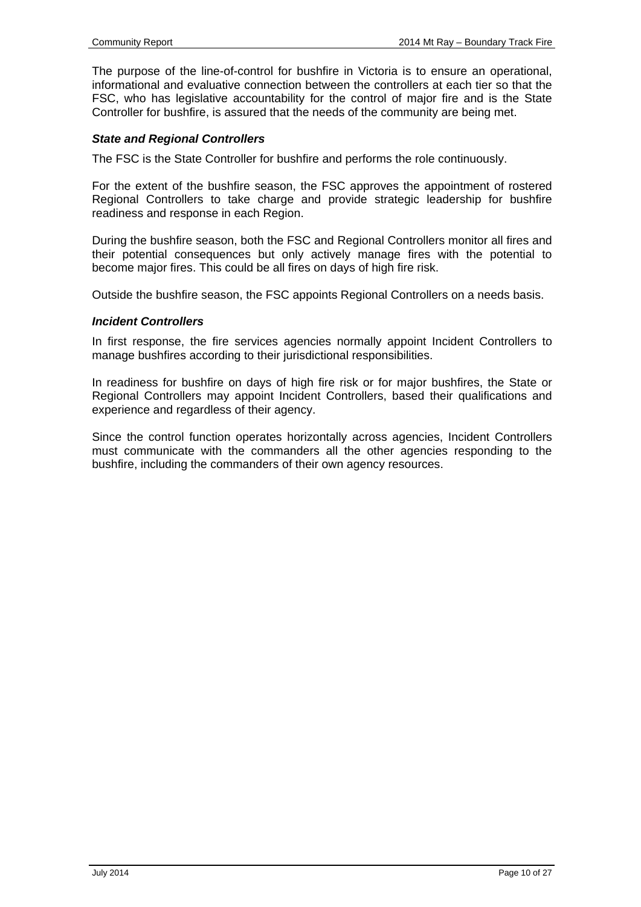The purpose of the line-of-control for bushfire in Victoria is to ensure an operational, informational and evaluative connection between the controllers at each tier so that the FSC, who has legislative accountability for the control of major fire and is the State Controller for bushfire, is assured that the needs of the community are being met.

### *State and Regional Controllers*

The FSC is the State Controller for bushfire and performs the role continuously.

For the extent of the bushfire season, the FSC approves the appointment of rostered Regional Controllers to take charge and provide strategic leadership for bushfire readiness and response in each Region.

During the bushfire season, both the FSC and Regional Controllers monitor all fires and their potential consequences but only actively manage fires with the potential to become major fires. This could be all fires on days of high fire risk.

Outside the bushfire season, the FSC appoints Regional Controllers on a needs basis.

### *Incident Controllers*

In first response, the fire services agencies normally appoint Incident Controllers to manage bushfires according to their jurisdictional responsibilities.

In readiness for bushfire on days of high fire risk or for major bushfires, the State or Regional Controllers may appoint Incident Controllers, based their qualifications and experience and regardless of their agency.

Since the control function operates horizontally across agencies, Incident Controllers must communicate with the commanders all the other agencies responding to the bushfire, including the commanders of their own agency resources.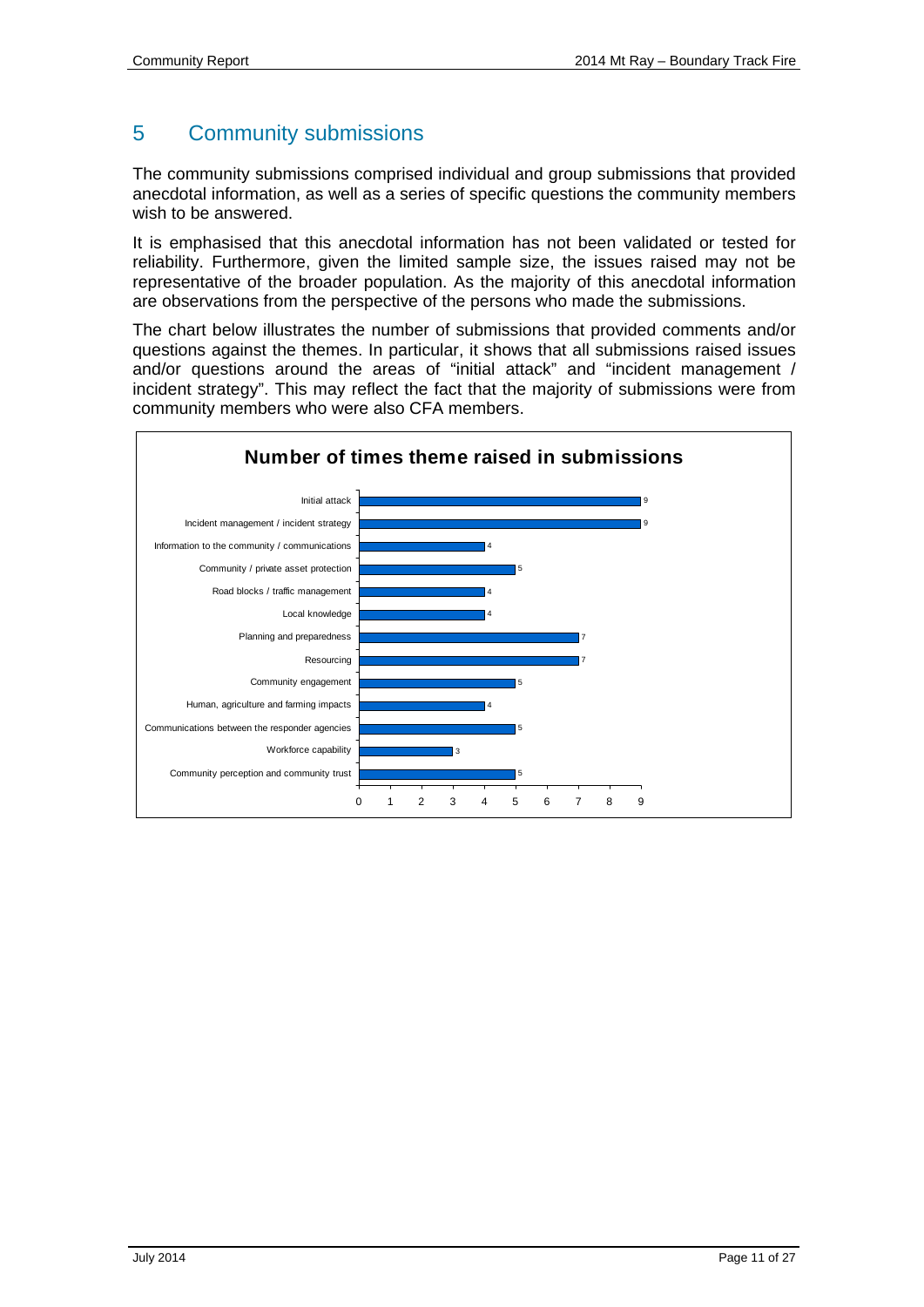# 5 Community submissions

The community submissions comprised individual and group submissions that provided anecdotal information, as well as a series of specific questions the community members wish to be answered.

It is emphasised that this anecdotal information has not been validated or tested for reliability. Furthermore, given the limited sample size, the issues raised may not be representative of the broader population. As the majority of this anecdotal information are observations from the perspective of the persons who made the submissions.

The chart below illustrates the number of submissions that provided comments and/or questions against the themes. In particular, it shows that all submissions raised issues and/or questions around the areas of "initial attack" and "incident management / incident strategy". This may reflect the fact that the majority of submissions were from community members who were also CFA members.

**Number of times theme raised in submissions**

| Theme | Number |
|---|---|
| Initial attack | 9 |
| Incident management / incident strategy | 9 |
| Information to the community / communications | 4 |
| Community / private asset protection | 5 |
| Road blocks / traffic management | 4 |
| Local knowledge | 4 |
| Planning and preparedness | 7 |
| Resourcing | 7 |
| Community engagement | 5 |
| Human, agriculture and farming impacts | 4 |
| Communications between the responder agencies | 5 |
| Workforce capability | 3 |
| Community perception and community trust | 5 |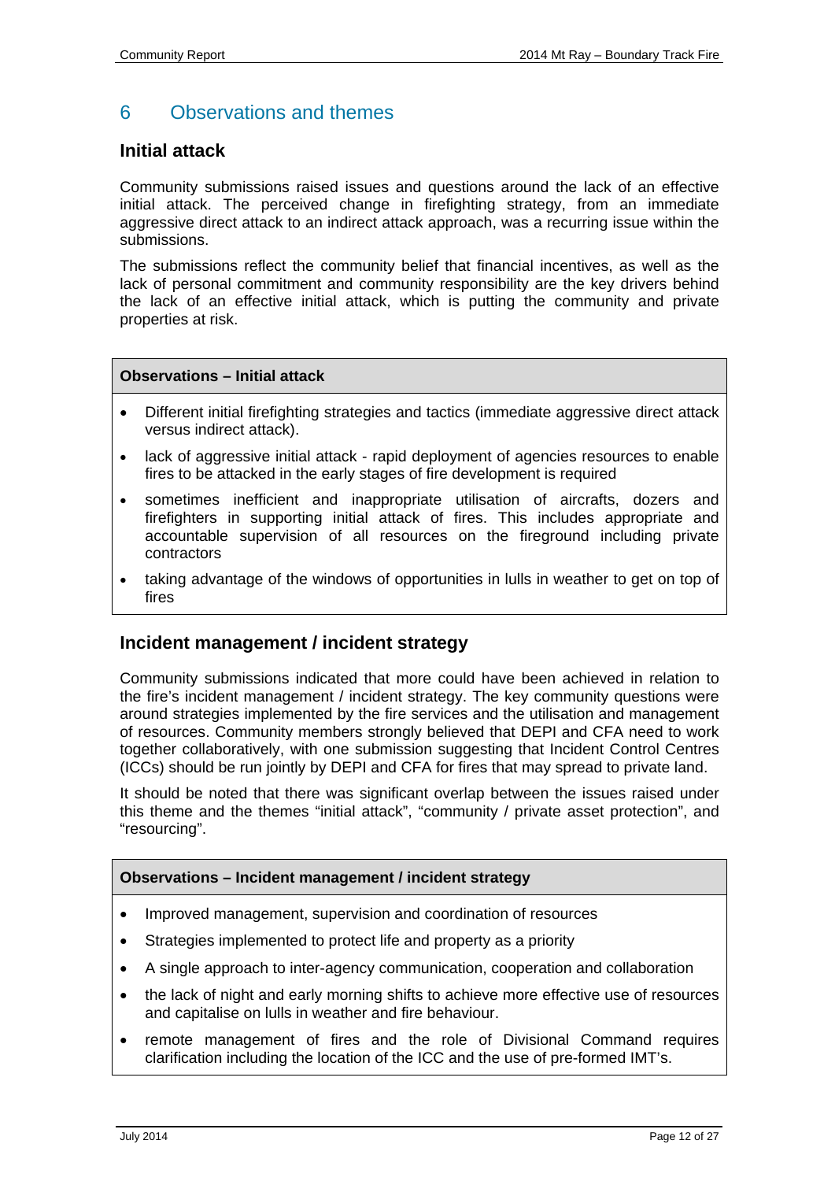# 6 Observations and themes

## Initial attack

Community submissions raised issues and questions around the lack of an effective initial attack. The perceived change in firefighting strategy, from an immediate aggressive direct attack to an indirect attack approach, was a recurring issue within the submissions.

The submissions reflect the community belief that financial incentives, as well as the lack of personal commitment and community responsibility are the key drivers behind the lack of an effective initial attack, which is putting the community and private properties at risk.

**Observations – Initial attack**

- Different initial firefighting strategies and tactics (immediate aggressive direct attack versus indirect attack).
- lack of aggressive initial attack - rapid deployment of agencies resources to enable fires to be attacked in the early stages of fire development is required
- sometimes inefficient and inappropriate utilisation of aircrafts, dozers and firefighters in supporting initial attack of fires. This includes appropriate and accountable supervision of all resources on the fireground including private contractors
- taking advantage of the windows of opportunities in lulls in weather to get on top of fires

## Incident management / incident strategy

Community submissions indicated that more could have been achieved in relation to the fire's incident management / incident strategy. The key community questions were around strategies implemented by the fire services and the utilisation and management of resources. Community members strongly believed that DEPI and CFA need to work together collaboratively, with one submission suggesting that Incident Control Centres (ICCs) should be run jointly by DEPI and CFA for fires that may spread to private land.

It should be noted that there was significant overlap between the issues raised under this theme and the themes "initial attack", "community / private asset protection", and "resourcing".

**Observations – Incident management / incident strategy**

- Improved management, supervision and coordination of resources
- Strategies implemented to protect life and property as a priority
- A single approach to inter-agency communication, cooperation and collaboration
- the lack of night and early morning shifts to achieve more effective use of resources and capitalise on lulls in weather and fire behaviour.
- remote management of fires and the role of Divisional Command requires clarification including the location of the ICC and the use of pre-formed IMT's.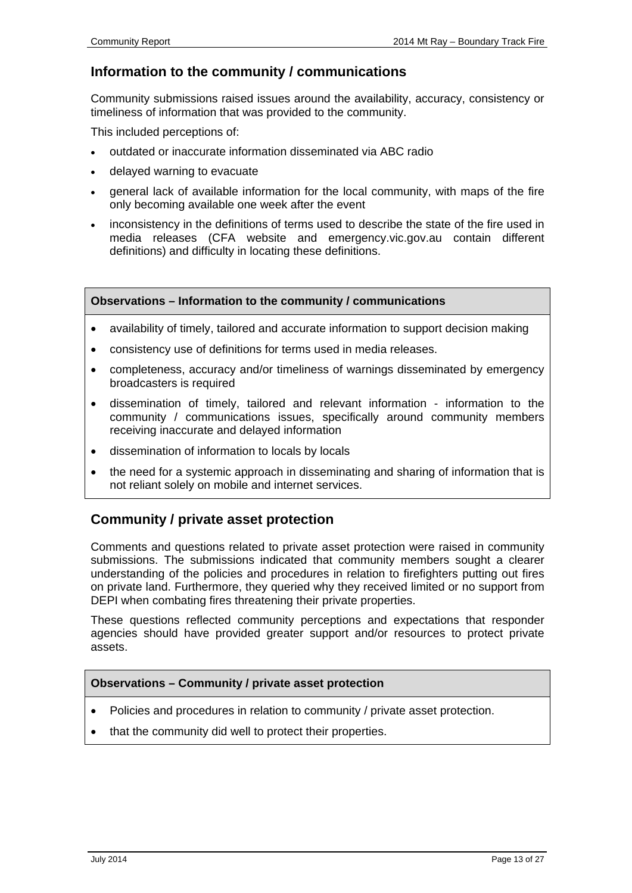## Information to the community / communications

Community submissions raised issues around the availability, accuracy, consistency or timeliness of information that was provided to the community.

This included perceptions of:

- outdated or inaccurate information disseminated via ABC radio
- delayed warning to evacuate
- general lack of available information for the local community, with maps of the fire only becoming available one week after the event
- inconsistency in the definitions of terms used to describe the state of the fire used in media releases (CFA website and emergency.vic.gov.au contain different definitions) and difficulty in locating these definitions.

**Observations – Information to the community / communications**

- availability of timely, tailored and accurate information to support decision making
- consistency use of definitions for terms used in media releases.
- completeness, accuracy and/or timeliness of warnings disseminated by emergency broadcasters is required
- dissemination of timely, tailored and relevant information - information to the community / communications issues, specifically around community members receiving inaccurate and delayed information
- dissemination of information to locals by locals
- the need for a systemic approach in disseminating and sharing of information that is not reliant solely on mobile and internet services.

## Community / private asset protection

Comments and questions related to private asset protection were raised in community submissions. The submissions indicated that community members sought a clearer understanding of the policies and procedures in relation to firefighters putting out fires on private land. Furthermore, they queried why they received limited or no support from DEPI when combating fires threatening their private properties.

These questions reflected community perceptions and expectations that responder agencies should have provided greater support and/or resources to protect private assets.

**Observations – Community / private asset protection**

- Policies and procedures in relation to community / private asset protection.
- that the community did well to protect their properties.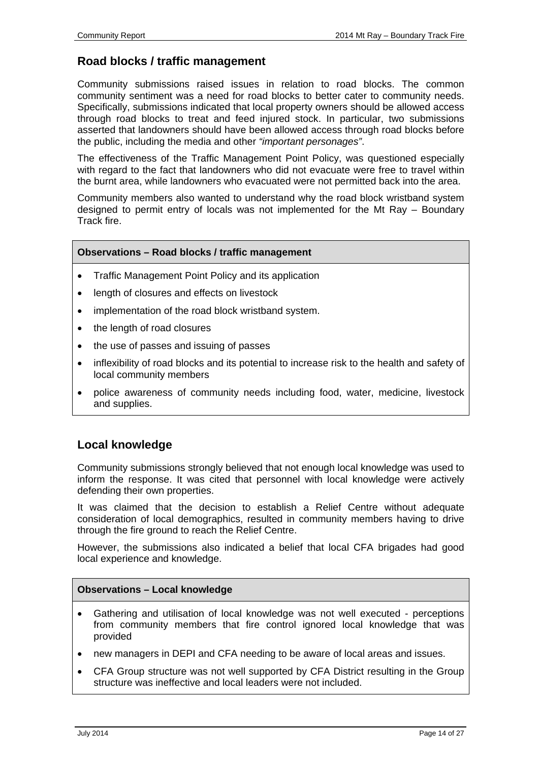## Road blocks / traffic management

Community submissions raised issues in relation to road blocks. The common community sentiment was a need for road blocks to better cater to community needs. Specifically, submissions indicated that local property owners should be allowed access through road blocks to treat and feed injured stock. In particular, two submissions asserted that landowners should have been allowed access through road blocks before the public, including the media and other *"important personages"*.

The effectiveness of the Traffic Management Point Policy, was questioned especially with regard to the fact that landowners who did not evacuate were free to travel within the burnt area, while landowners who evacuated were not permitted back into the area.

Community members also wanted to understand why the road block wristband system designed to permit entry of locals was not implemented for the Mt Ray – Boundary Track fire.

**Observations – Road blocks / traffic management**

- Traffic Management Point Policy and its application
- length of closures and effects on livestock
- implementation of the road block wristband system.
- the length of road closures
- the use of passes and issuing of passes
- inflexibility of road blocks and its potential to increase risk to the health and safety of local community members
- police awareness of community needs including food, water, medicine, livestock and supplies.

## Local knowledge

Community submissions strongly believed that not enough local knowledge was used to inform the response. It was cited that personnel with local knowledge were actively defending their own properties.

It was claimed that the decision to establish a Relief Centre without adequate consideration of local demographics, resulted in community members having to drive through the fire ground to reach the Relief Centre.

However, the submissions also indicated a belief that local CFA brigades had good local experience and knowledge.

**Observations – Local knowledge**

- Gathering and utilisation of local knowledge was not well executed - perceptions from community members that fire control ignored local knowledge that was provided
- new managers in DEPI and CFA needing to be aware of local areas and issues.
- CFA Group structure was not well supported by CFA District resulting in the Group structure was ineffective and local leaders were not included.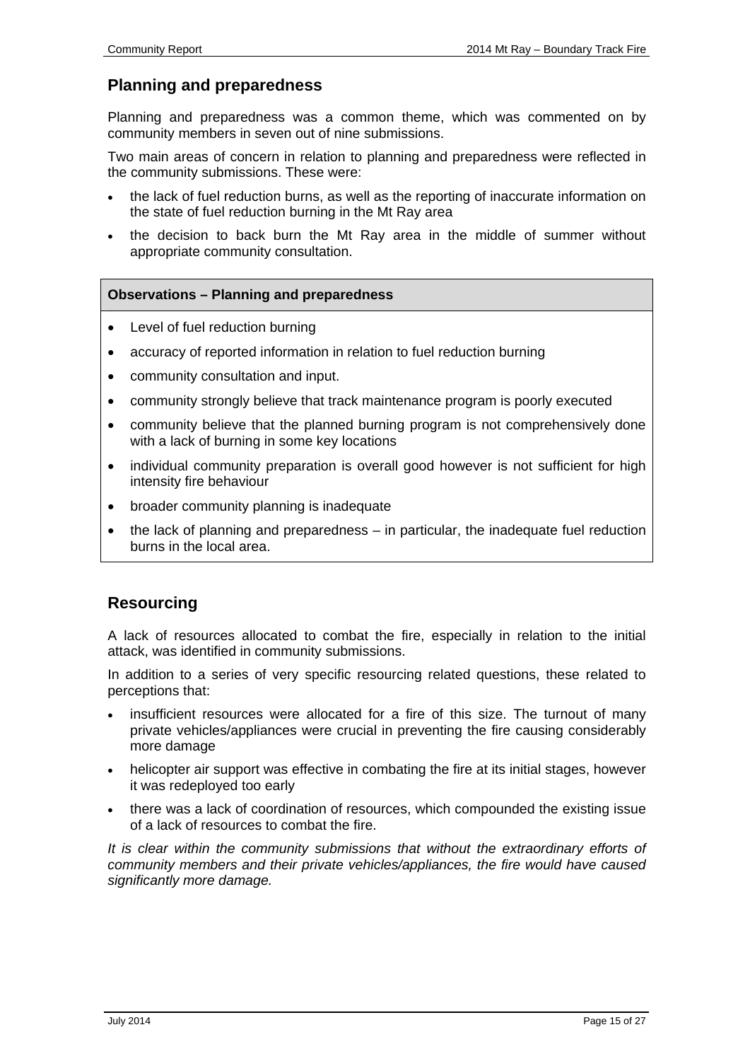## Planning and preparedness

Planning and preparedness was a common theme, which was commented on by community members in seven out of nine submissions.

Two main areas of concern in relation to planning and preparedness were reflected in the community submissions. These were:

- the lack of fuel reduction burns, as well as the reporting of inaccurate information on the state of fuel reduction burning in the Mt Ray area
- the decision to back burn the Mt Ray area in the middle of summer without appropriate community consultation.

**Observations – Planning and preparedness**

- Level of fuel reduction burning
- accuracy of reported information in relation to fuel reduction burning
- community consultation and input.
- community strongly believe that track maintenance program is poorly executed
- community believe that the planned burning program is not comprehensively done with a lack of burning in some key locations
- individual community preparation is overall good however is not sufficient for high intensity fire behaviour
- broader community planning is inadequate
- the lack of planning and preparedness – in particular, the inadequate fuel reduction burns in the local area.

## Resourcing

A lack of resources allocated to combat the fire, especially in relation to the initial attack, was identified in community submissions.

In addition to a series of very specific resourcing related questions, these related to perceptions that:

- insufficient resources were allocated for a fire of this size. The turnout of many private vehicles/appliances were crucial in preventing the fire causing considerably more damage
- helicopter air support was effective in combating the fire at its initial stages, however it was redeployed too early
- there was a lack of coordination of resources, which compounded the existing issue of a lack of resources to combat the fire.

*It is clear within the community submissions that without the extraordinary efforts of community members and their private vehicles/appliances, the fire would have caused significantly more damage.*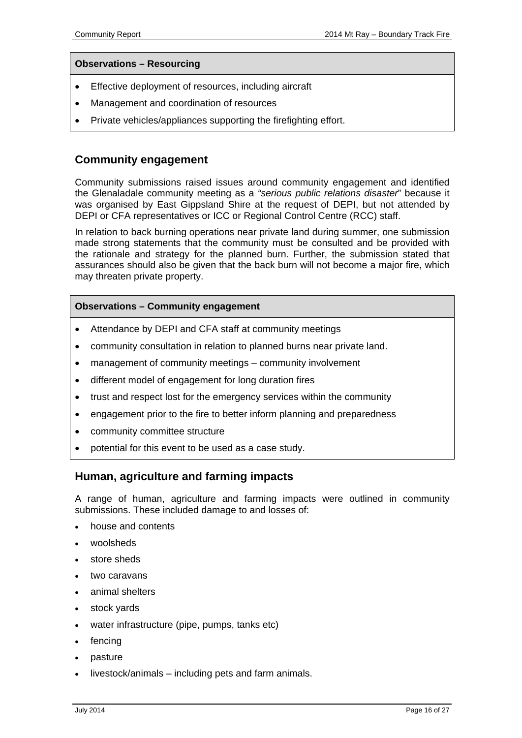**Observations – Resourcing**

- Effective deployment of resources, including aircraft
- Management and coordination of resources
- Private vehicles/appliances supporting the firefighting effort.

## Community engagement

Community submissions raised issues around community engagement and identified the Glenaladale community meeting as a *"serious public relations disaster*" because it was organised by East Gippsland Shire at the request of DEPI, but not attended by DEPI or CFA representatives or ICC or Regional Control Centre (RCC) staff.

In relation to back burning operations near private land during summer, one submission made strong statements that the community must be consulted and be provided with the rationale and strategy for the planned burn. Further, the submission stated that assurances should also be given that the back burn will not become a major fire, which may threaten private property.

**Observations – Community engagement**

- Attendance by DEPI and CFA staff at community meetings
- community consultation in relation to planned burns near private land.
- management of community meetings – community involvement
- different model of engagement for long duration fires
- trust and respect lost for the emergency services within the community
- engagement prior to the fire to better inform planning and preparedness
- community committee structure
- potential for this event to be used as a case study.

## Human, agriculture and farming impacts

A range of human, agriculture and farming impacts were outlined in community submissions. These included damage to and losses of:

- house and contents
- woolsheds
- store sheds
- two caravans
- animal shelters
- stock yards
- water infrastructure (pipe, pumps, tanks etc)
- fencing
- pasture
- livestock/animals – including pets and farm animals.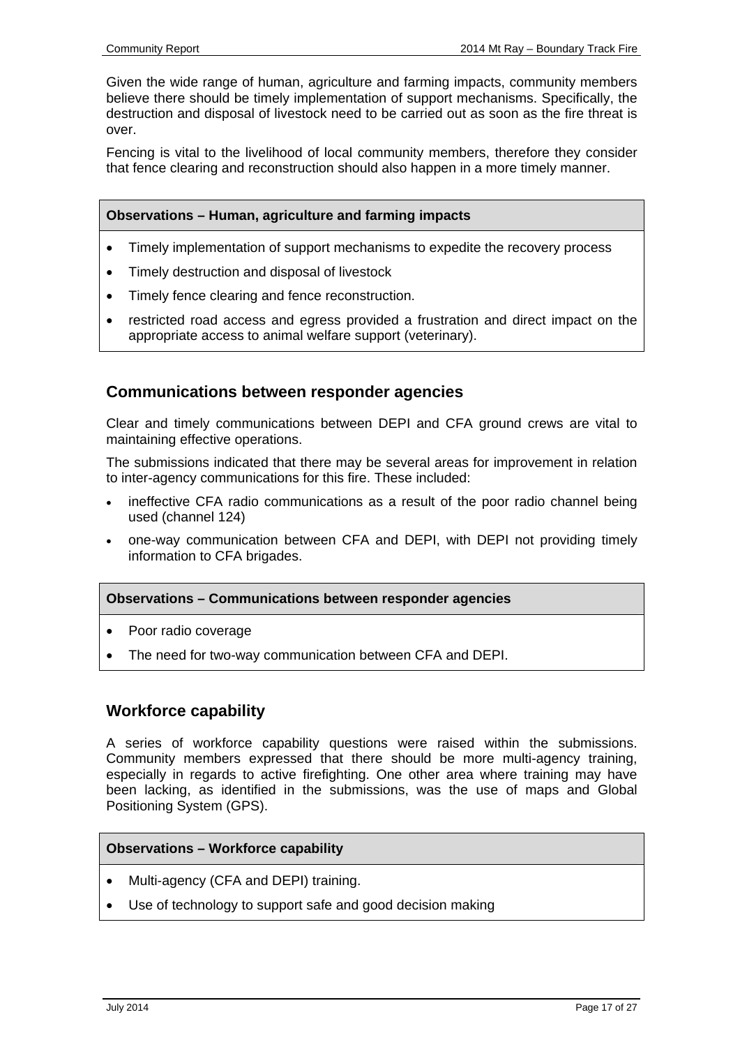Given the wide range of human, agriculture and farming impacts, community members believe there should be timely implementation of support mechanisms. Specifically, the destruction and disposal of livestock need to be carried out as soon as the fire threat is over.

Fencing is vital to the livelihood of local community members, therefore they consider that fence clearing and reconstruction should also happen in a more timely manner.

| **Observations – Human, agriculture and farming impacts** |
|---|
| • Timely implementation of support mechanisms to expedite the recovery process<br>• Timely destruction and disposal of livestock<br>• Timely fence clearing and fence reconstruction.<br>• restricted road access and egress provided a frustration and direct impact on the appropriate access to animal welfare support (veterinary). |

## Communications between responder agencies

Clear and timely communications between DEPI and CFA ground crews are vital to maintaining effective operations.

The submissions indicated that there may be several areas for improvement in relation to inter-agency communications for this fire. These included:

- ineffective CFA radio communications as a result of the poor radio channel being used (channel 124)
- one-way communication between CFA and DEPI, with DEPI not providing timely information to CFA brigades.

| **Observations – Communications between responder agencies** |
|---|
| • Poor radio coverage<br>• The need for two-way communication between CFA and DEPI. |

## Workforce capability

A series of workforce capability questions were raised within the submissions. Community members expressed that there should be more multi-agency training, especially in regards to active firefighting. One other area where training may have been lacking, as identified in the submissions, was the use of maps and Global Positioning System (GPS).

| **Observations – Workforce capability** |
|---|
| • Multi-agency (CFA and DEPI) training.<br>• Use of technology to support safe and good decision making |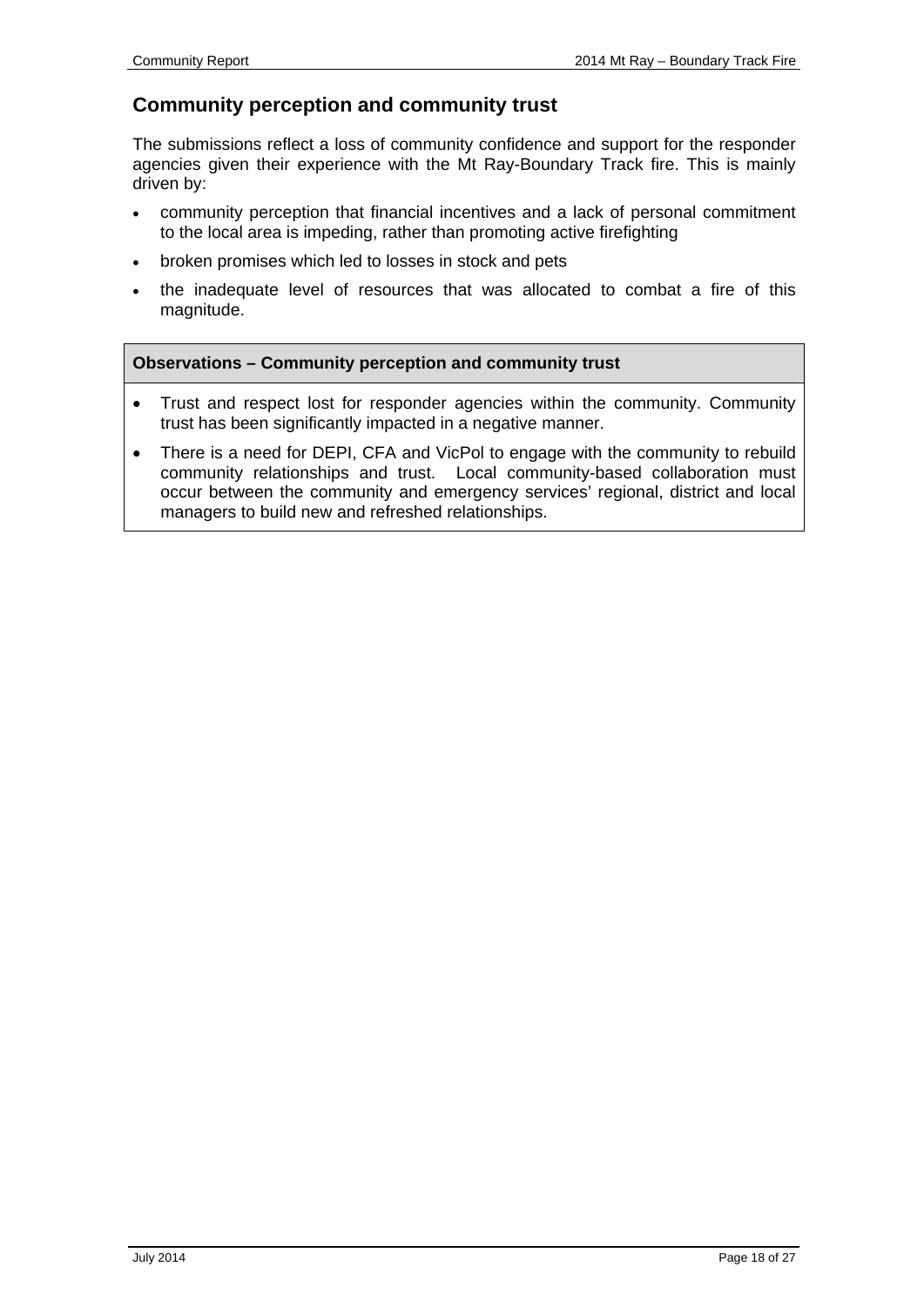## Community perception and community trust

The submissions reflect a loss of community confidence and support for the responder agencies given their experience with the Mt Ray-Boundary Track fire. This is mainly driven by:

- community perception that financial incentives and a lack of personal commitment to the local area is impeding, rather than promoting active firefighting
- broken promises which led to losses in stock and pets
- the inadequate level of resources that was allocated to combat a fire of this magnitude.

**Observations – Community perception and community trust**

- Trust and respect lost for responder agencies within the community. Community trust has been significantly impacted in a negative manner.
- There is a need for DEPI, CFA and VicPol to engage with the community to rebuild community relationships and trust. Local community-based collaboration must occur between the community and emergency services' regional, district and local managers to build new and refreshed relationships.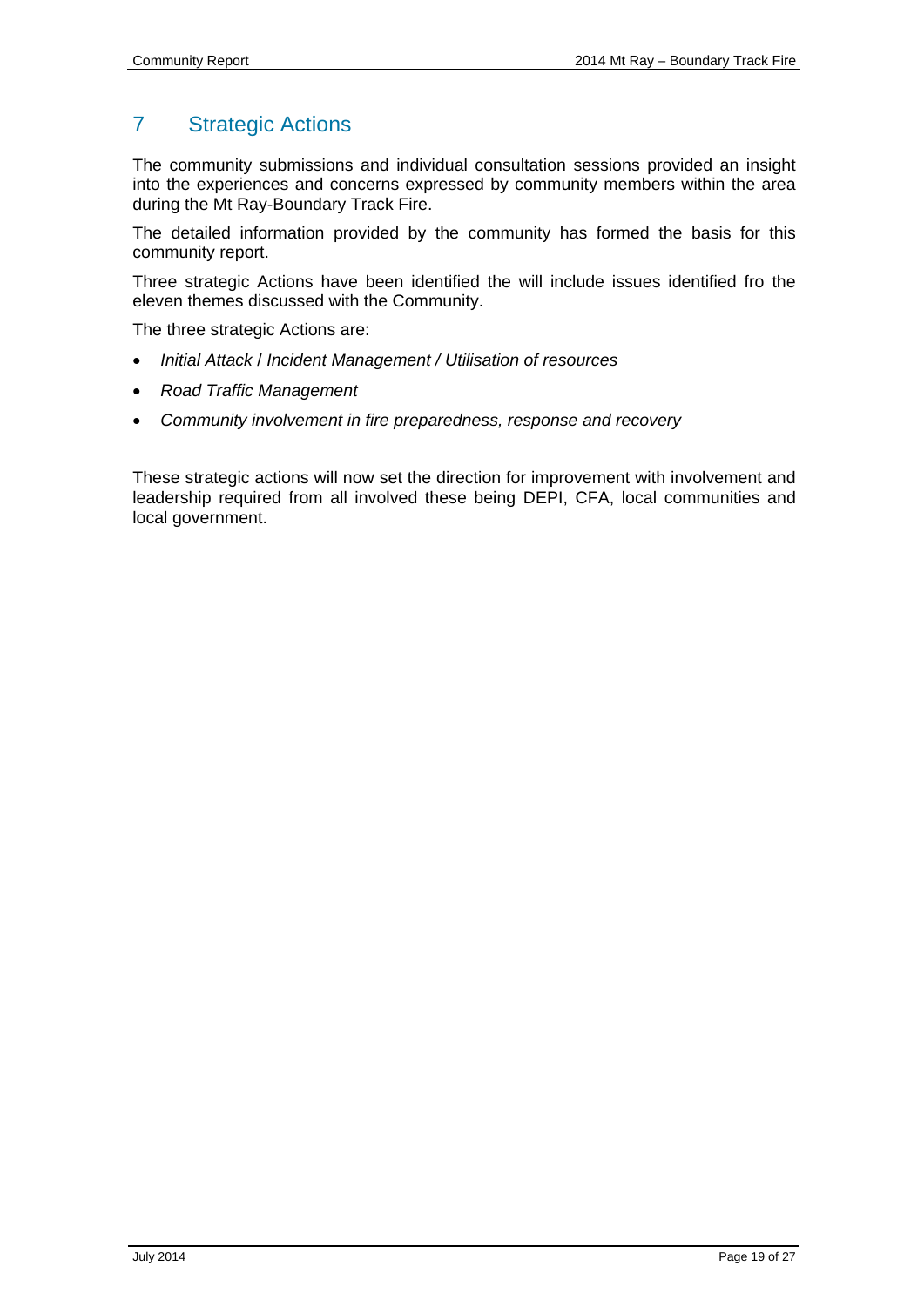## 7 Strategic Actions

The community submissions and individual consultation sessions provided an insight into the experiences and concerns expressed by community members within the area during the Mt Ray-Boundary Track Fire.

The detailed information provided by the community has formed the basis for this community report.

Three strategic Actions have been identified the will include issues identified fro the eleven themes discussed with the Community.

The three strategic Actions are:

- *Initial Attack / Incident Management / Utilisation of resources*
- *Road Traffic Management*
- *Community involvement in fire preparedness, response and recovery*

These strategic actions will now set the direction for improvement with involvement and leadership required from all involved these being DEPI, CFA, local communities and local government.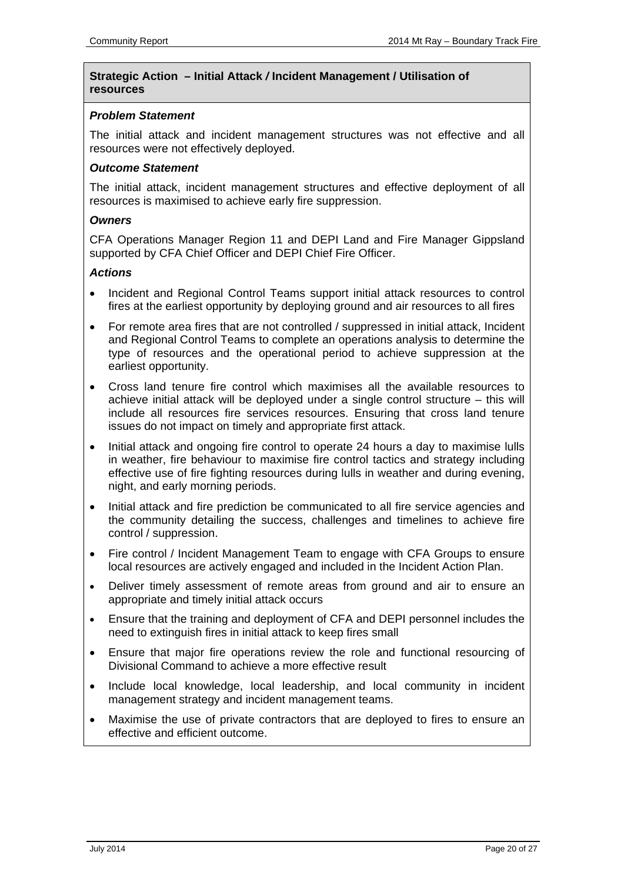### Strategic Action – Initial Attack / Incident Management / Utilisation of resources

***Problem Statement***

The initial attack and incident management structures was not effective and all resources were not effectively deployed.

***Outcome Statement***

The initial attack, incident management structures and effective deployment of all resources is maximised to achieve early fire suppression.

***Owners***

CFA Operations Manager Region 11 and DEPI Land and Fire Manager Gippsland supported by CFA Chief Officer and DEPI Chief Fire Officer.

***Actions***

- Incident and Regional Control Teams support initial attack resources to control fires at the earliest opportunity by deploying ground and air resources to all fires
- For remote area fires that are not controlled / suppressed in initial attack, Incident and Regional Control Teams to complete an operations analysis to determine the type of resources and the operational period to achieve suppression at the earliest opportunity.
- Cross land tenure fire control which maximises all the available resources to achieve initial attack will be deployed under a single control structure – this will include all resources fire services resources. Ensuring that cross land tenure issues do not impact on timely and appropriate first attack.
- Initial attack and ongoing fire control to operate 24 hours a day to maximise lulls in weather, fire behaviour to maximise fire control tactics and strategy including effective use of fire fighting resources during lulls in weather and during evening, night, and early morning periods.
- Initial attack and fire prediction be communicated to all fire service agencies and the community detailing the success, challenges and timelines to achieve fire control / suppression.
- Fire control / Incident Management Team to engage with CFA Groups to ensure local resources are actively engaged and included in the Incident Action Plan.
- Deliver timely assessment of remote areas from ground and air to ensure an appropriate and timely initial attack occurs
- Ensure that the training and deployment of CFA and DEPI personnel includes the need to extinguish fires in initial attack to keep fires small
- Ensure that major fire operations review the role and functional resourcing of Divisional Command to achieve a more effective result
- Include local knowledge, local leadership, and local community in incident management strategy and incident management teams.
- Maximise the use of private contractors that are deployed to fires to ensure an effective and efficient outcome.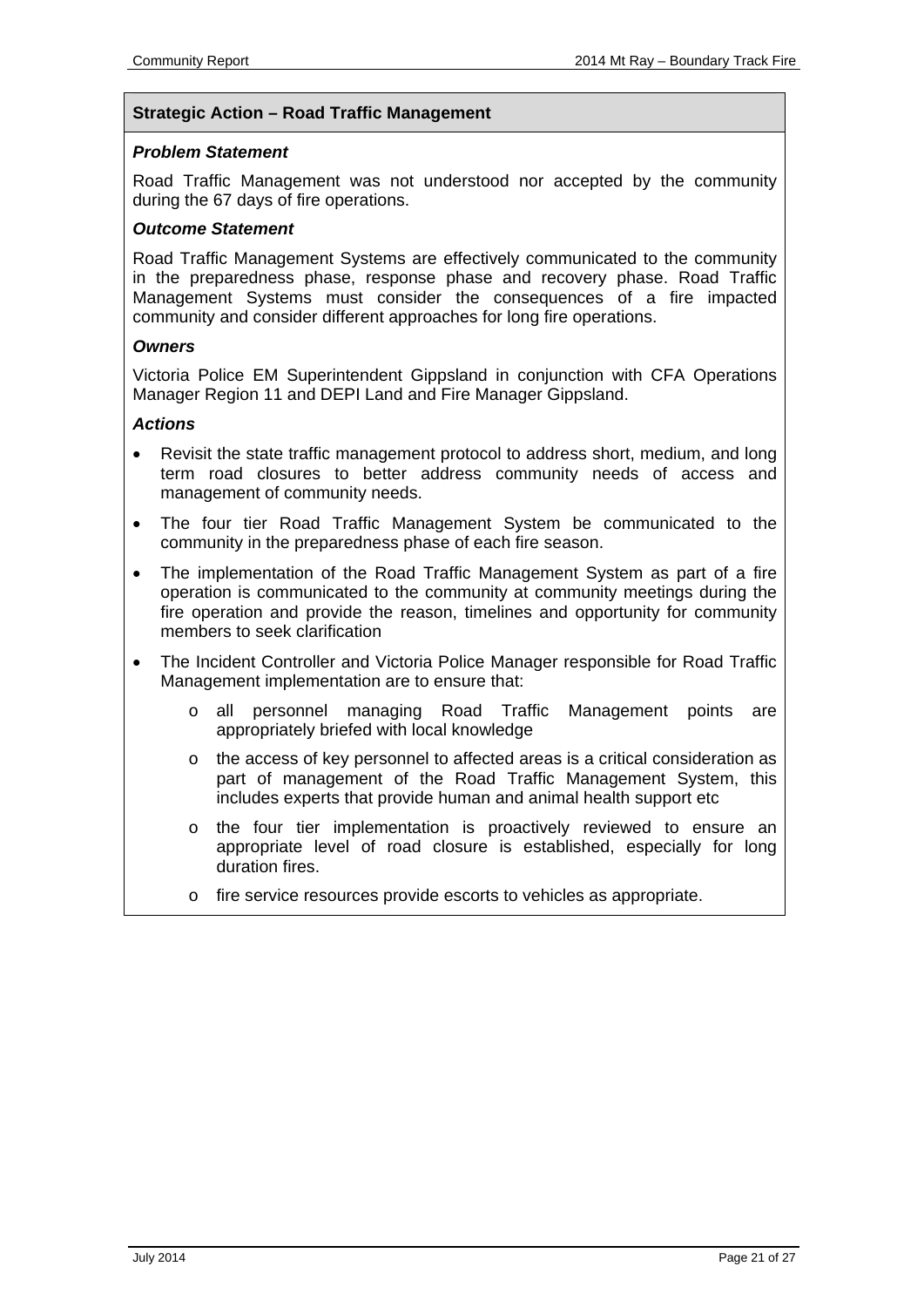## Strategic Action – Road Traffic Management

***Problem Statement***

Road Traffic Management was not understood nor accepted by the community during the 67 days of fire operations.

***Outcome Statement***

Road Traffic Management Systems are effectively communicated to the community in the preparedness phase, response phase and recovery phase. Road Traffic Management Systems must consider the consequences of a fire impacted community and consider different approaches for long fire operations.

***Owners***

Victoria Police EM Superintendent Gippsland in conjunction with CFA Operations Manager Region 11 and DEPI Land and Fire Manager Gippsland.

***Actions***

- Revisit the state traffic management protocol to address short, medium, and long term road closures to better address community needs of access and management of community needs.
- The four tier Road Traffic Management System be communicated to the community in the preparedness phase of each fire season.
- The implementation of the Road Traffic Management System as part of a fire operation is communicated to the community at community meetings during the fire operation and provide the reason, timelines and opportunity for community members to seek clarification
- The Incident Controller and Victoria Police Manager responsible for Road Traffic Management implementation are to ensure that:
  - all personnel managing Road Traffic Management points are appropriately briefed with local knowledge
  - the access of key personnel to affected areas is a critical consideration as part of management of the Road Traffic Management System, this includes experts that provide human and animal health support etc
  - the four tier implementation is proactively reviewed to ensure an appropriate level of road closure is established, especially for long duration fires.
  - fire service resources provide escorts to vehicles as appropriate.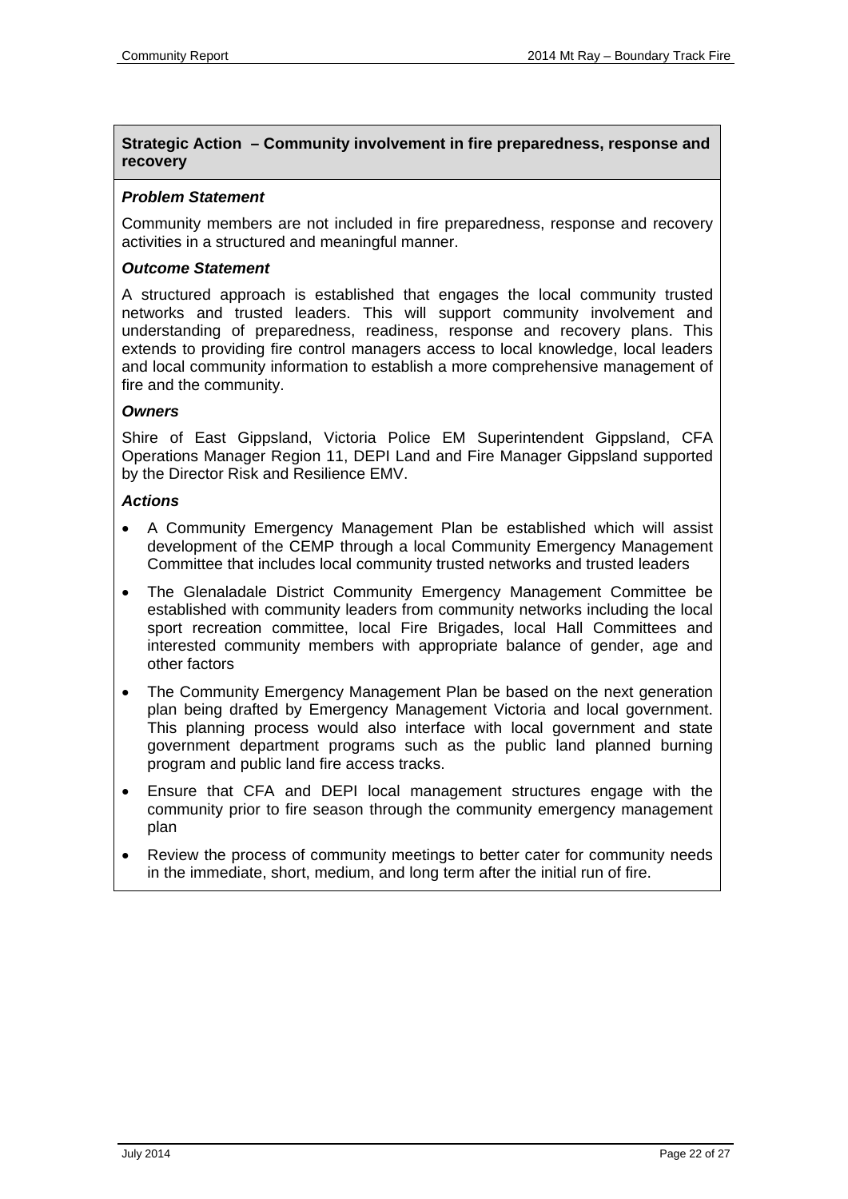## Strategic Action – Community involvement in fire preparedness, response and recovery

### *Problem Statement*

Community members are not included in fire preparedness, response and recovery activities in a structured and meaningful manner.

### *Outcome Statement*

A structured approach is established that engages the local community trusted networks and trusted leaders. This will support community involvement and understanding of preparedness, readiness, response and recovery plans. This extends to providing fire control managers access to local knowledge, local leaders and local community information to establish a more comprehensive management of fire and the community.

### *Owners*

Shire of East Gippsland, Victoria Police EM Superintendent Gippsland, CFA Operations Manager Region 11, DEPI Land and Fire Manager Gippsland supported by the Director Risk and Resilience EMV.

### *Actions*

- A Community Emergency Management Plan be established which will assist development of the CEMP through a local Community Emergency Management Committee that includes local community trusted networks and trusted leaders
- The Glenaladale District Community Emergency Management Committee be established with community leaders from community networks including the local sport recreation committee, local Fire Brigades, local Hall Committees and interested community members with appropriate balance of gender, age and other factors
- The Community Emergency Management Plan be based on the next generation plan being drafted by Emergency Management Victoria and local government. This planning process would also interface with local government and state government department programs such as the public land planned burning program and public land fire access tracks.
- Ensure that CFA and DEPI local management structures engage with the community prior to fire season through the community emergency management plan
- Review the process of community meetings to better cater for community needs in the immediate, short, medium, and long term after the initial run of fire.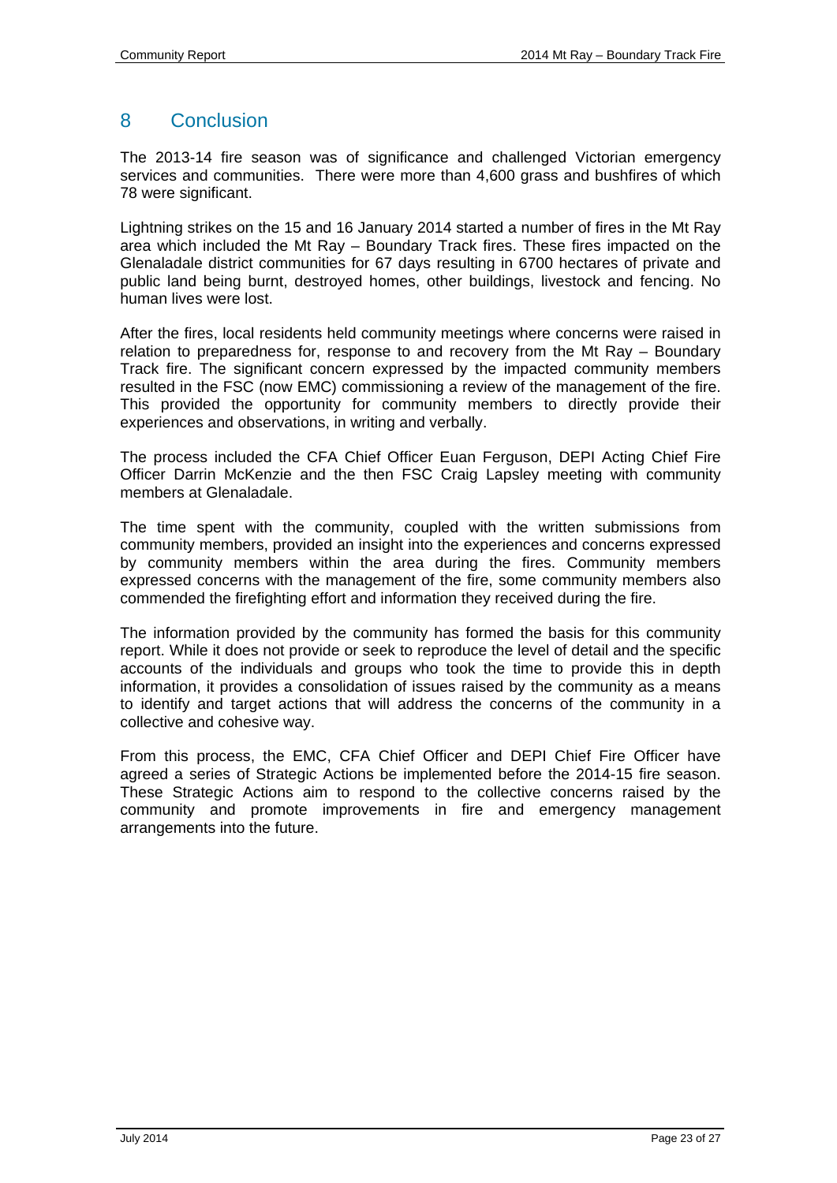# 8 Conclusion

The 2013-14 fire season was of significance and challenged Victorian emergency services and communities. There were more than 4,600 grass and bushfires of which 78 were significant.

Lightning strikes on the 15 and 16 January 2014 started a number of fires in the Mt Ray area which included the Mt Ray – Boundary Track fires. These fires impacted on the Glenaladale district communities for 67 days resulting in 6700 hectares of private and public land being burnt, destroyed homes, other buildings, livestock and fencing. No human lives were lost.

After the fires, local residents held community meetings where concerns were raised in relation to preparedness for, response to and recovery from the Mt Ray – Boundary Track fire. The significant concern expressed by the impacted community members resulted in the FSC (now EMC) commissioning a review of the management of the fire. This provided the opportunity for community members to directly provide their experiences and observations, in writing and verbally.

The process included the CFA Chief Officer Euan Ferguson, DEPI Acting Chief Fire Officer Darrin McKenzie and the then FSC Craig Lapsley meeting with community members at Glenaladale.

The time spent with the community, coupled with the written submissions from community members, provided an insight into the experiences and concerns expressed by community members within the area during the fires. Community members expressed concerns with the management of the fire, some community members also commended the firefighting effort and information they received during the fire.

The information provided by the community has formed the basis for this community report. While it does not provide or seek to reproduce the level of detail and the specific accounts of the individuals and groups who took the time to provide this in depth information, it provides a consolidation of issues raised by the community as a means to identify and target actions that will address the concerns of the community in a collective and cohesive way.

From this process, the EMC, CFA Chief Officer and DEPI Chief Fire Officer have agreed a series of Strategic Actions be implemented before the 2014-15 fire season. These Strategic Actions aim to respond to the collective concerns raised by the community and promote improvements in fire and emergency management arrangements into the future.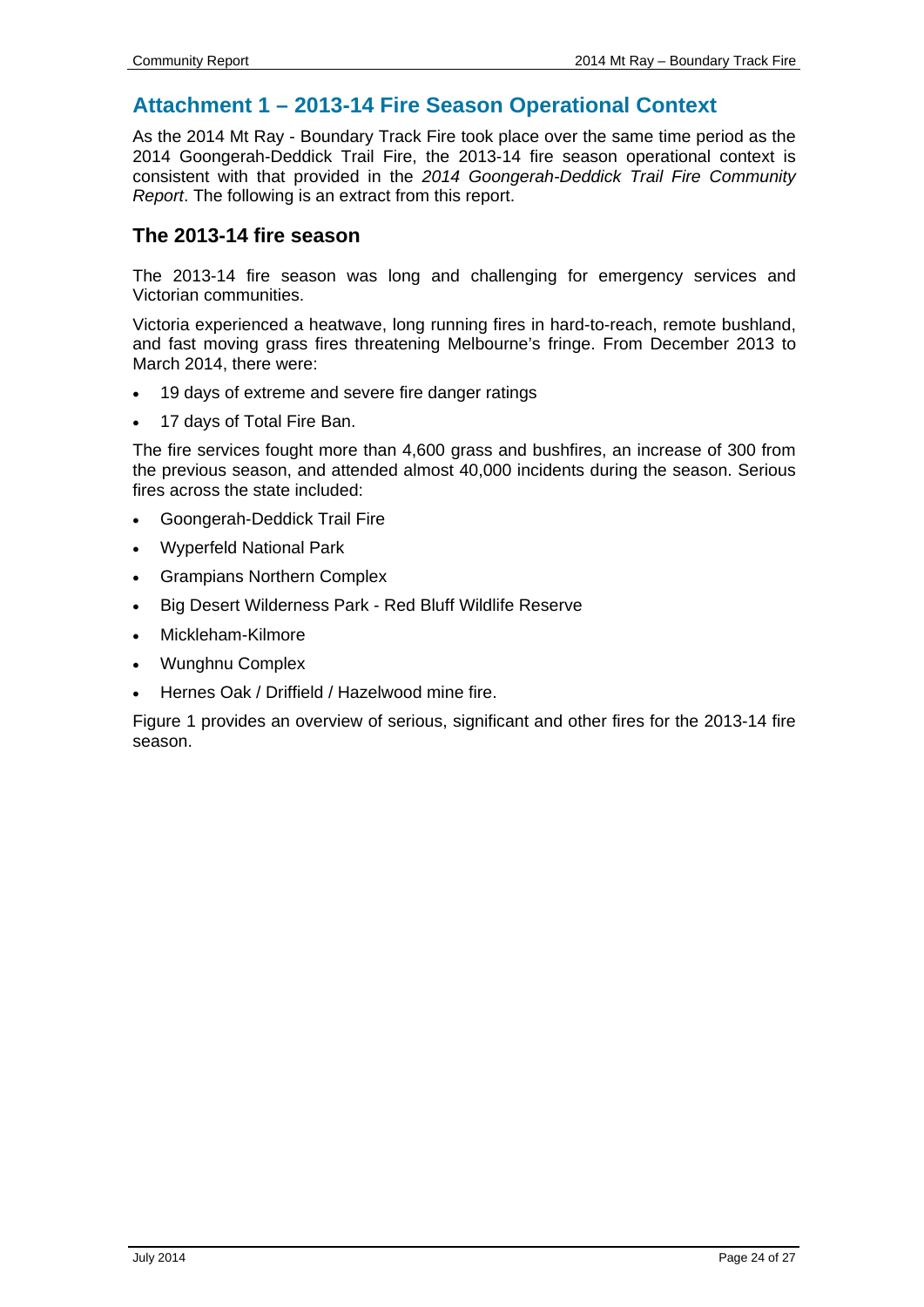## Attachment 1 – 2013-14 Fire Season Operational Context

As the 2014 Mt Ray - Boundary Track Fire took place over the same time period as the 2014 Goongerah-Deddick Trail Fire, the 2013-14 fire season operational context is consistent with that provided in the *2014 Goongerah-Deddick Trail Fire Community Report*. The following is an extract from this report.

### The 2013-14 fire season

The 2013-14 fire season was long and challenging for emergency services and Victorian communities.

Victoria experienced a heatwave, long running fires in hard-to-reach, remote bushland, and fast moving grass fires threatening Melbourne's fringe. From December 2013 to March 2014, there were:

- 19 days of extreme and severe fire danger ratings
- 17 days of Total Fire Ban.

The fire services fought more than 4,600 grass and bushfires, an increase of 300 from the previous season, and attended almost 40,000 incidents during the season. Serious fires across the state included:

- Goongerah-Deddick Trail Fire
- Wyperfeld National Park
- Grampians Northern Complex
- Big Desert Wilderness Park - Red Bluff Wildlife Reserve
- Mickleham-Kilmore
- Wunghnu Complex
- Hernes Oak / Driffield / Hazelwood mine fire.

Figure 1 provides an overview of serious, significant and other fires for the 2013-14 fire season.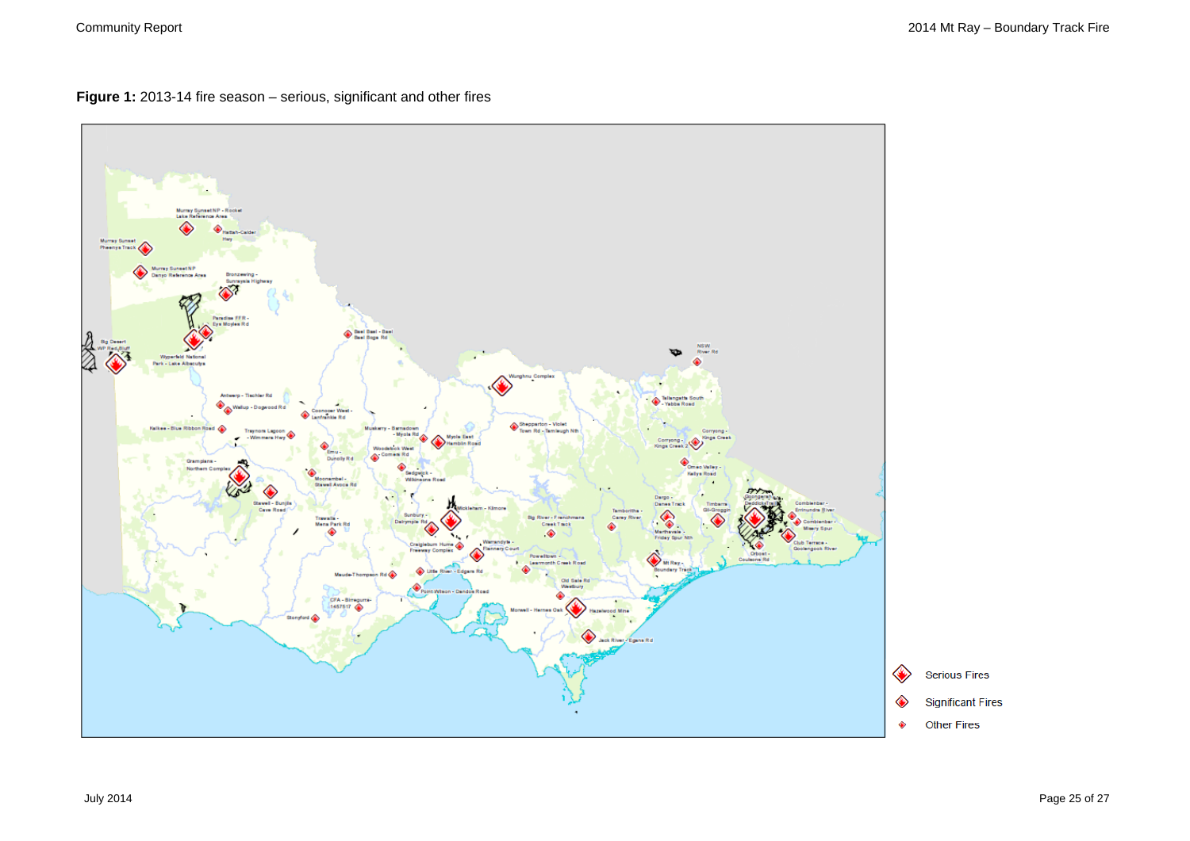**Figure 1:** 2013-14 fire season – serious, significant and other fires

Serious Fires

Significant Fires

Other Fires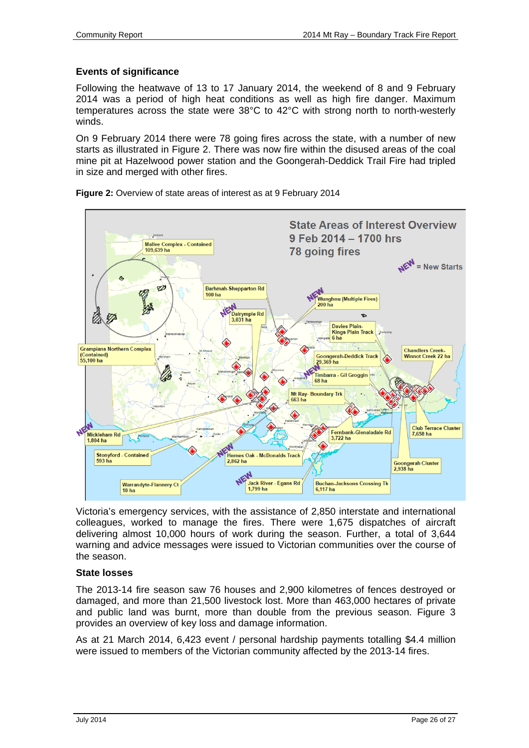### Events of significance

Following the heatwave of 13 to 17 January 2014, the weekend of 8 and 9 February 2014 was a period of high heat conditions as well as high fire danger. Maximum temperatures across the state were 38°C to 42°C with strong north to north-westerly winds.

On 9 February 2014 there were 78 going fires across the state, with a number of new starts as illustrated in Figure 2. There was now fire within the disused areas of the coal mine pit at Hazelwood power station and the Goongerah-Deddick Trail Fire had tripled in size and merged with other fires.

**Figure 2:** Overview of state areas of interest as at 9 February 2014

Victoria's emergency services, with the assistance of 2,850 interstate and international colleagues, worked to manage the fires. There were 1,675 dispatches of aircraft delivering almost 10,000 hours of work during the season. Further, a total of 3,644 warning and advice messages were issued to Victorian communities over the course of the season.

### State losses

The 2013-14 fire season saw 76 houses and 2,900 kilometres of fences destroyed or damaged, and more than 21,500 livestock lost. More than 463,000 hectares of private and public land was burnt, more than double from the previous season. Figure 3 provides an overview of key loss and damage information.

As at 21 March 2014, 6,423 event / personal hardship payments totalling $4.4 million were issued to members of the Victorian community affected by the 2013-14 fires.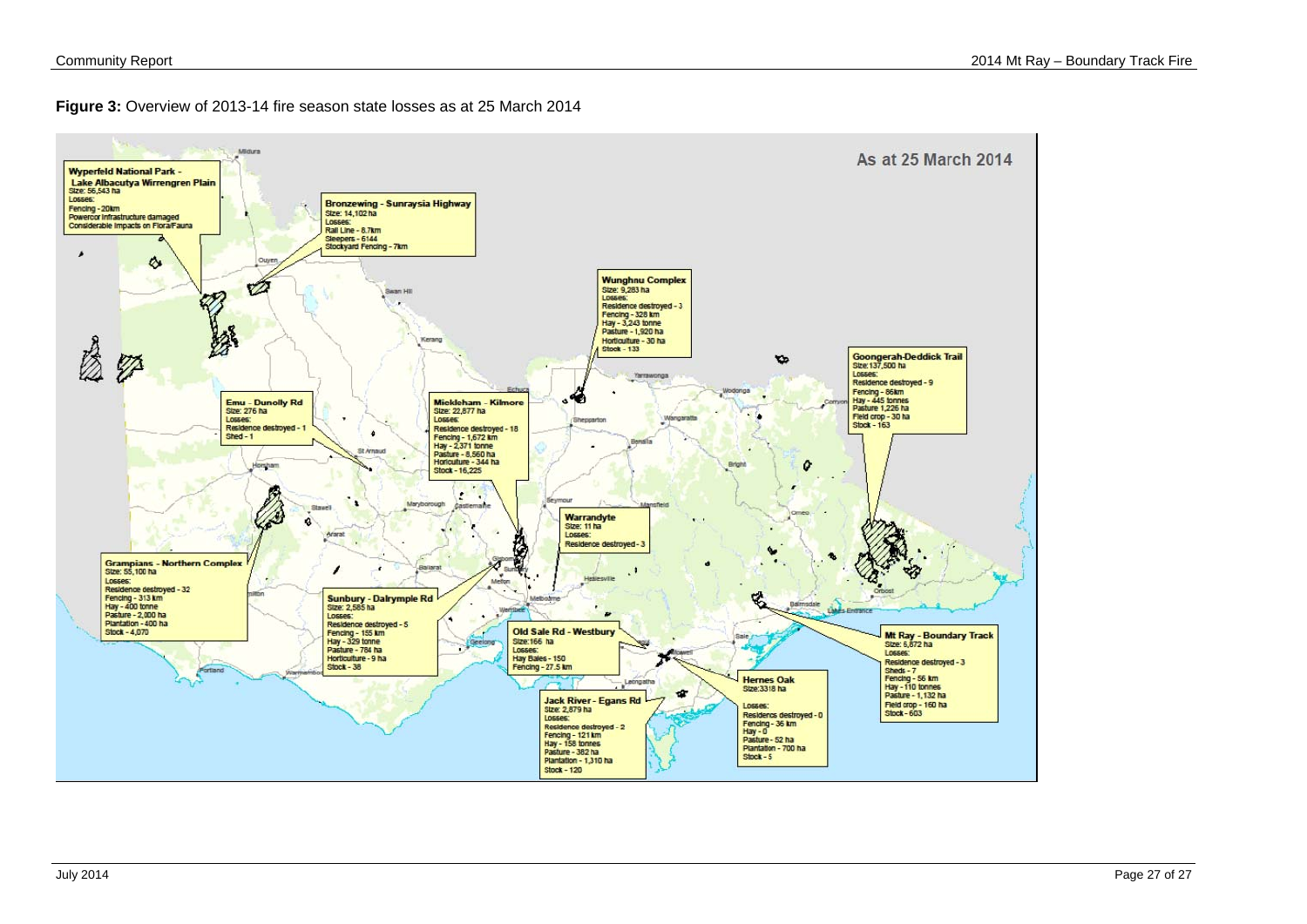**Figure 3:** Overview of 2013-14 fire season state losses as at 25 March 2014

As at 25 March 2014

**Wyperfeld National Park - Lake Albacutya Wirrengren Plain**
Size: 56,543 ha
Losses:
Fencing - 20km
Powercor infrastructure damaged
Considerable impacts on Flora/Fauna

**Bronzewing - Sunraysia Highway**
Size: 14,102 ha
Losses:
Rail Line - 8.7km
Sleepers - 6144
Stockyard Fencing - 7km

**Wunghnu Complex**
Size: 9,283 ha
Losses:
Residence destroyed - 3
Fencing - 328 km
Hay - 3,243 tonne
Pasture - 1,920 ha
Horticulture - 30 ha
Stock - 133

**Goongerah-Deddick Trail**
Size: 137,500 ha
Losses:
Residence destroyed - 9
Fencing - 86km
Hay - 445 tonnes
Pasture 1,226 ha
Field crop - 30 ha
Stock - 163

**Emu - Dunolly Rd**
Size: 276 ha
Losses:
Residence destroyed - 1
Shed - 1

**Mickleham - Kilmore**
Size: 22,877 ha
Losses:
Residence destroyed - 18
Fencing - 1,672 km
Hay - 2,371 tonne
Pasture - 8,560 ha
Horticulture - 344 ha
Stock - 16,225

**Warrandyte**
Size: 11 ha
Losses:
Residence destroyed - 3

**Grampians - Northern Complex**
Size: 55,100 ha
Losses:
Residence destroyed - 32
Fencing - 313 km
Hay - 400 tonne
Pasture - 2,000 ha
Plantation - 400 ha
Stock - 4,070

**Sunbury - Dalrymple Rd**
Size: 2,585 ha
Losses:
Residence destroyed - 5
Fencing - 155 km
Hay - 329 tonne
Pasture - 784 ha
Horticulture - 9 ha
Stock - 38

**Old Sale Rd - Westbury**
Size: 166 ha
Losses:
Hay Bales - 150
Fencing - 27.5 km

**Mt Ray - Boundary Track**
Size: 6,872 ha
Losses:
Residence destroyed - 3
Sheds - 7
Fencing - 56 km
Hay - 110 tonnes
Pasture - 1,132 ha
Field crop - 160 ha
Stock - 603

**Hernes Oak**
Size: 3318 ha
Losses:
Residence destroyed - 0
Fencing - 36 km
Hay - 0
Pasture - 52 ha
Plantation - 700 ha
Stock - 5

**Jack River - Egans Rd**
Size: 2,879 ha
Losses:
Residence destroyed - 2
Fencing - 121 km
Hay - 158 tonnes
Pasture - 382 ha
Plantation - 1,310 ha
Stock - 120